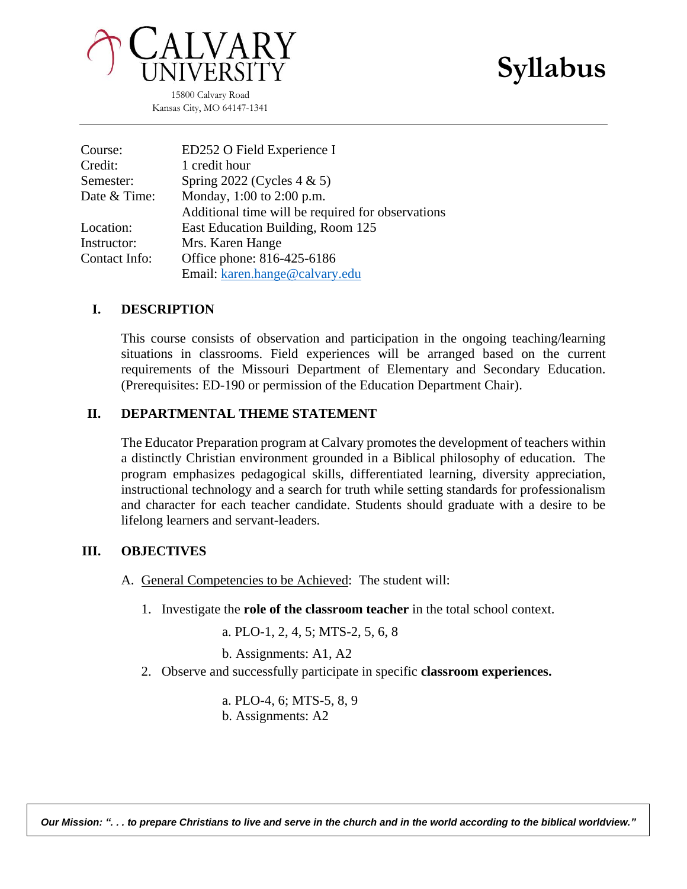**CALVARY UNIVERSITY**

15800 Calvary Road
Kansas City, MO 64147-1341

# Syllabus

| | |
|---|---|
| Course: | ED252 O Field Experience I |
| Credit: | 1 credit hour |
| Semester: | Spring 2022 (Cycles 4 & 5) |
| Date & Time: | Monday, 1:00 to 2:00 p.m. |
| | Additional time will be required for observations |
| Location: | East Education Building, Room 125 |
| Instructor: | Mrs. Karen Hange |
| Contact Info: | Office phone: 816-425-6186 |
| | Email: karen.hange@calvary.edu |

## I. DESCRIPTION

This course consists of observation and participation in the ongoing teaching/learning situations in classrooms. Field experiences will be arranged based on the current requirements of the Missouri Department of Elementary and Secondary Education. (Prerequisites: ED-190 or permission of the Education Department Chair).

## II. DEPARTMENTAL THEME STATEMENT

The Educator Preparation program at Calvary promotes the development of teachers within a distinctly Christian environment grounded in a Biblical philosophy of education. The program emphasizes pedagogical skills, differentiated learning, diversity appreciation, instructional technology and a search for truth while setting standards for professionalism and character for each teacher candidate. Students should graduate with a desire to be lifelong learners and servant-leaders.

## III. OBJECTIVES

A. General Competencies to be Achieved: The student will:

1. Investigate the **role of the classroom teacher** in the total school context.

   a. PLO-1, 2, 4, 5; MTS-2, 5, 6, 8

   b. Assignments: A1, A2

2. Observe and successfully participate in specific **classroom experiences.**

   a. PLO-4, 6; MTS-5, 8, 9

   b. Assignments: A2

*Our Mission: ". . . to prepare Christians to live and serve in the church and in the world according to the biblical worldview."*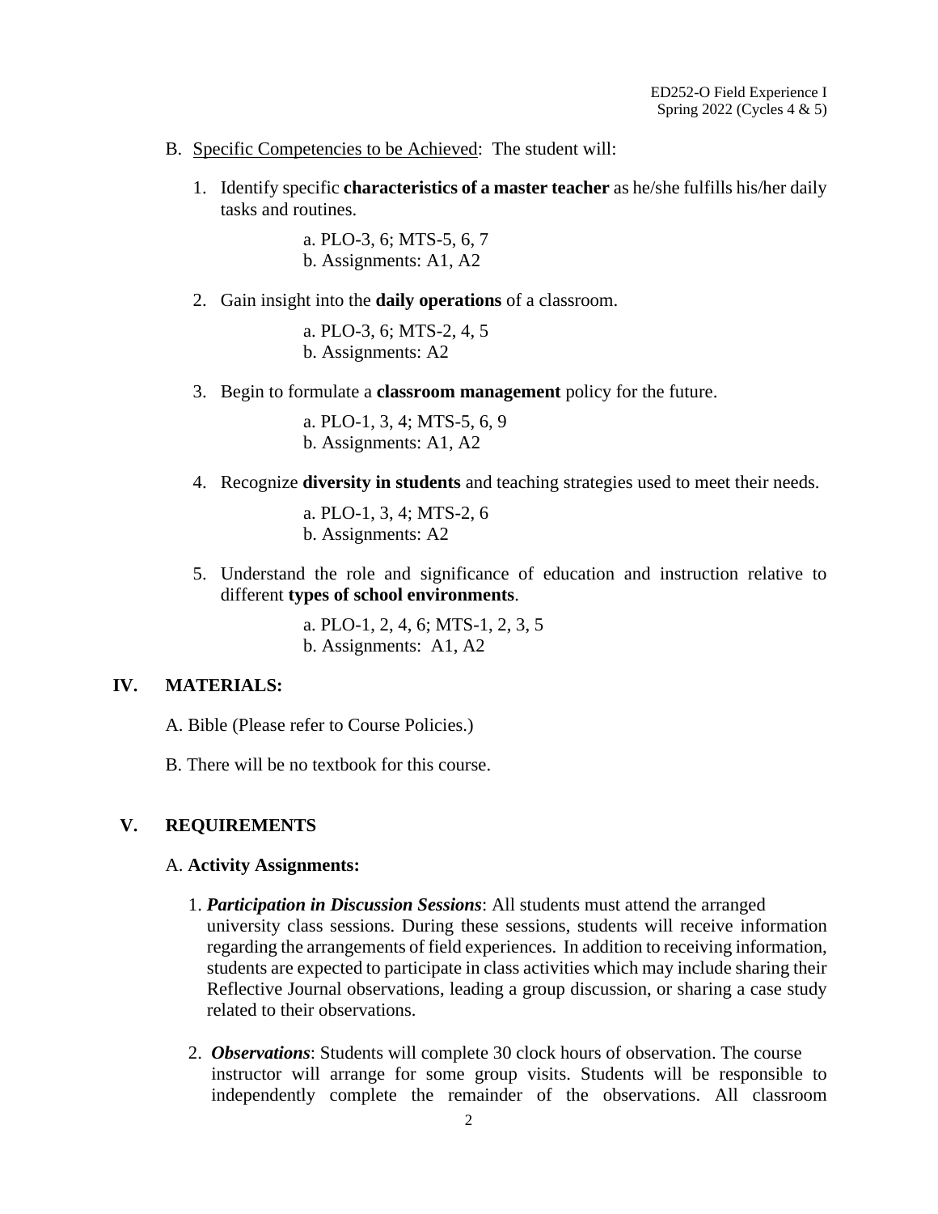B. Specific Competencies to be Achieved: The student will:

1. Identify specific **characteristics of a master teacher** as he/she fulfills his/her daily tasks and routines.

   a. PLO-3, 6; MTS-5, 6, 7
   b. Assignments: A1, A2

2. Gain insight into the **daily operations** of a classroom.

   a. PLO-3, 6; MTS-2, 4, 5
   b. Assignments: A2

3. Begin to formulate a **classroom management** policy for the future.

   a. PLO-1, 3, 4; MTS-5, 6, 9
   b. Assignments: A1, A2

4. Recognize **diversity in students** and teaching strategies used to meet their needs.

   a. PLO-1, 3, 4; MTS-2, 6
   b. Assignments: A2

5. Understand the role and significance of education and instruction relative to different **types of school environments**.

   a. PLO-1, 2, 4, 6; MTS-1, 2, 3, 5
   b. Assignments: A1, A2

## IV. MATERIALS:

A. Bible (Please refer to Course Policies.)

B. There will be no textbook for this course.

## V. REQUIREMENTS

A. **Activity Assignments:**

1. ***Participation in Discussion Sessions***: All students must attend the arranged university class sessions. During these sessions, students will receive information regarding the arrangements of field experiences. In addition to receiving information, students are expected to participate in class activities which may include sharing their Reflective Journal observations, leading a group discussion, or sharing a case study related to their observations.

2. ***Observations***: Students will complete 30 clock hours of observation. The course instructor will arrange for some group visits. Students will be responsible to independently complete the remainder of the observations. All classroom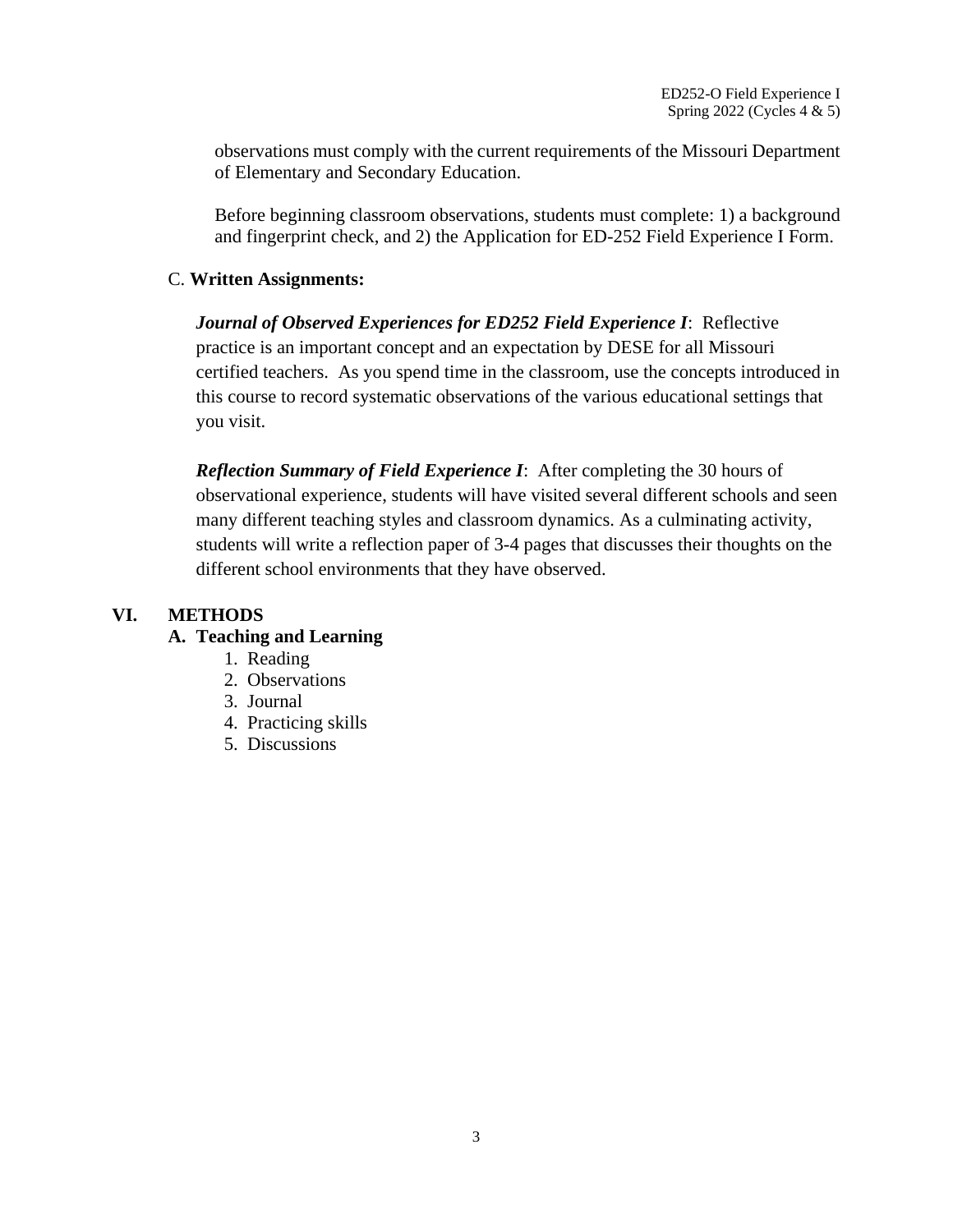observations must comply with the current requirements of the Missouri Department of Elementary and Secondary Education.

Before beginning classroom observations, students must complete: 1) a background and fingerprint check, and 2) the Application for ED-252 Field Experience I Form.

C. **Written Assignments:**

***Journal of Observed Experiences for ED252 Field Experience I***: Reflective practice is an important concept and an expectation by DESE for all Missouri certified teachers. As you spend time in the classroom, use the concepts introduced in this course to record systematic observations of the various educational settings that you visit.

***Reflection Summary of Field Experience I***: After completing the 30 hours of observational experience, students will have visited several different schools and seen many different teaching styles and classroom dynamics. As a culminating activity, students will write a reflection paper of 3-4 pages that discusses their thoughts on the different school environments that they have observed.

## VI. METHODS

### A. Teaching and Learning

1. Reading
2. Observations
3. Journal
4. Practicing skills
5. Discussions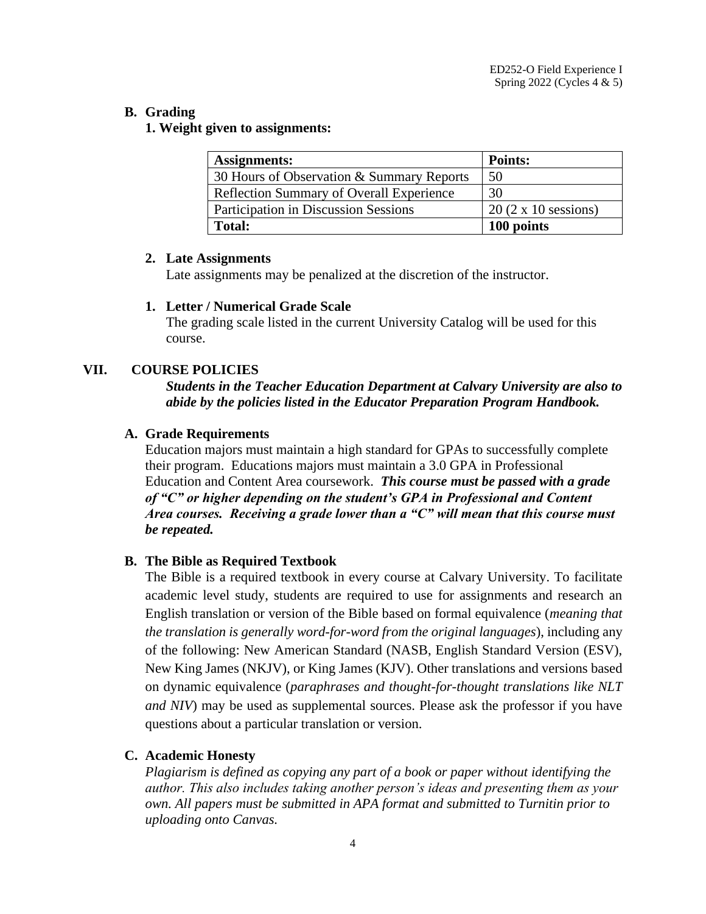### B. Grading

**1. Weight given to assignments:**

| **Assignments:** | **Points:** |
|---|---|
| 30 Hours of Observation & Summary Reports | 50 |
| Reflection Summary of Overall Experience | 30 |
| Participation in Discussion Sessions | 20 (2 x 10 sessions) |
| **Total:** | **100 points** |

**2. Late Assignments**

Late assignments may be penalized at the discretion of the instructor.

**1. Letter / Numerical Grade Scale**

The grading scale listed in the current University Catalog will be used for this course.

## VII. COURSE POLICIES

***Students in the Teacher Education Department at Calvary University are also to abide by the policies listed in the Educator Preparation Program Handbook.***

### A. Grade Requirements

Education majors must maintain a high standard for GPAs to successfully complete their program. Educations majors must maintain a 3.0 GPA in Professional Education and Content Area coursework. ***This course must be passed with a grade of "C" or higher depending on the student's GPA in Professional and Content Area courses. Receiving a grade lower than a "C" will mean that this course must be repeated.***

### B. The Bible as Required Textbook

The Bible is a required textbook in every course at Calvary University. To facilitate academic level study, students are required to use for assignments and research an English translation or version of the Bible based on formal equivalence (*meaning that the translation is generally word-for-word from the original languages*), including any of the following: New American Standard (NASB, English Standard Version (ESV), New King James (NKJV), or King James (KJV). Other translations and versions based on dynamic equivalence (*paraphrases and thought-for-thought translations like NLT and NIV*) may be used as supplemental sources. Please ask the professor if you have questions about a particular translation or version.

### C. Academic Honesty

*Plagiarism is defined as copying any part of a book or paper without identifying the author. This also includes taking another person's ideas and presenting them as your own. All papers must be submitted in APA format and submitted to Turnitin prior to uploading onto Canvas.*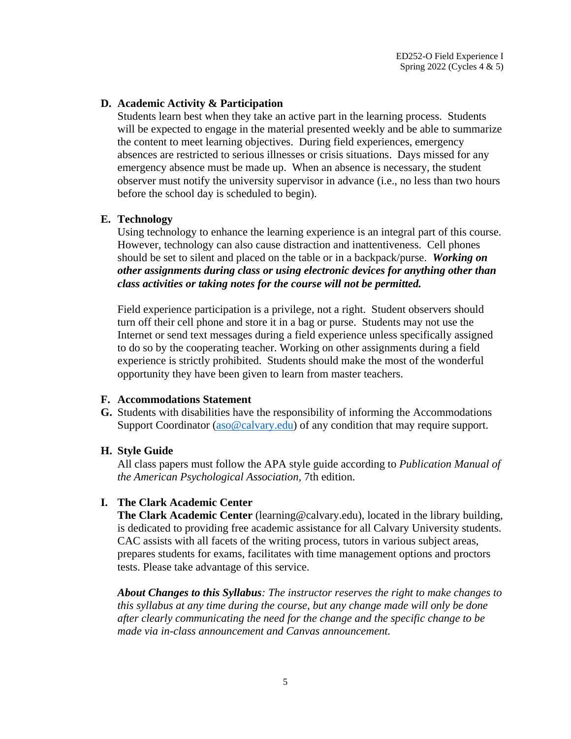**D. Academic Activity & Participation**

Students learn best when they take an active part in the learning process. Students will be expected to engage in the material presented weekly and be able to summarize the content to meet learning objectives. During field experiences, emergency absences are restricted to serious illnesses or crisis situations. Days missed for any emergency absence must be made up. When an absence is necessary, the student observer must notify the university supervisor in advance (i.e., no less than two hours before the school day is scheduled to begin).

**E. Technology**

Using technology to enhance the learning experience is an integral part of this course. However, technology can also cause distraction and inattentiveness. Cell phones should be set to silent and placed on the table or in a backpack/purse. ***Working on other assignments during class or using electronic devices for anything other than class activities or taking notes for the course will not be permitted.***

Field experience participation is a privilege, not a right. Student observers should turn off their cell phone and store it in a bag or purse. Students may not use the Internet or send text messages during a field experience unless specifically assigned to do so by the cooperating teacher. Working on other assignments during a field experience is strictly prohibited. Students should make the most of the wonderful opportunity they have been given to learn from master teachers.

**F. Accommodations Statement**

**G.** Students with disabilities have the responsibility of informing the Accommodations Support Coordinator (aso@calvary.edu) of any condition that may require support.

**H. Style Guide**

All class papers must follow the APA style guide according to *Publication Manual of the American Psychological Association,* 7th edition.

**I. The Clark Academic Center**

**The Clark Academic Center** (learning@calvary.edu), located in the library building, is dedicated to providing free academic assistance for all Calvary University students. CAC assists with all facets of the writing process, tutors in various subject areas, prepares students for exams, facilitates with time management options and proctors tests. Please take advantage of this service.

***About Changes to this Syllabus****: The instructor reserves the right to make changes to this syllabus at any time during the course, but any change made will only be done after clearly communicating the need for the change and the specific change to be made via in-class announcement and Canvas announcement.*